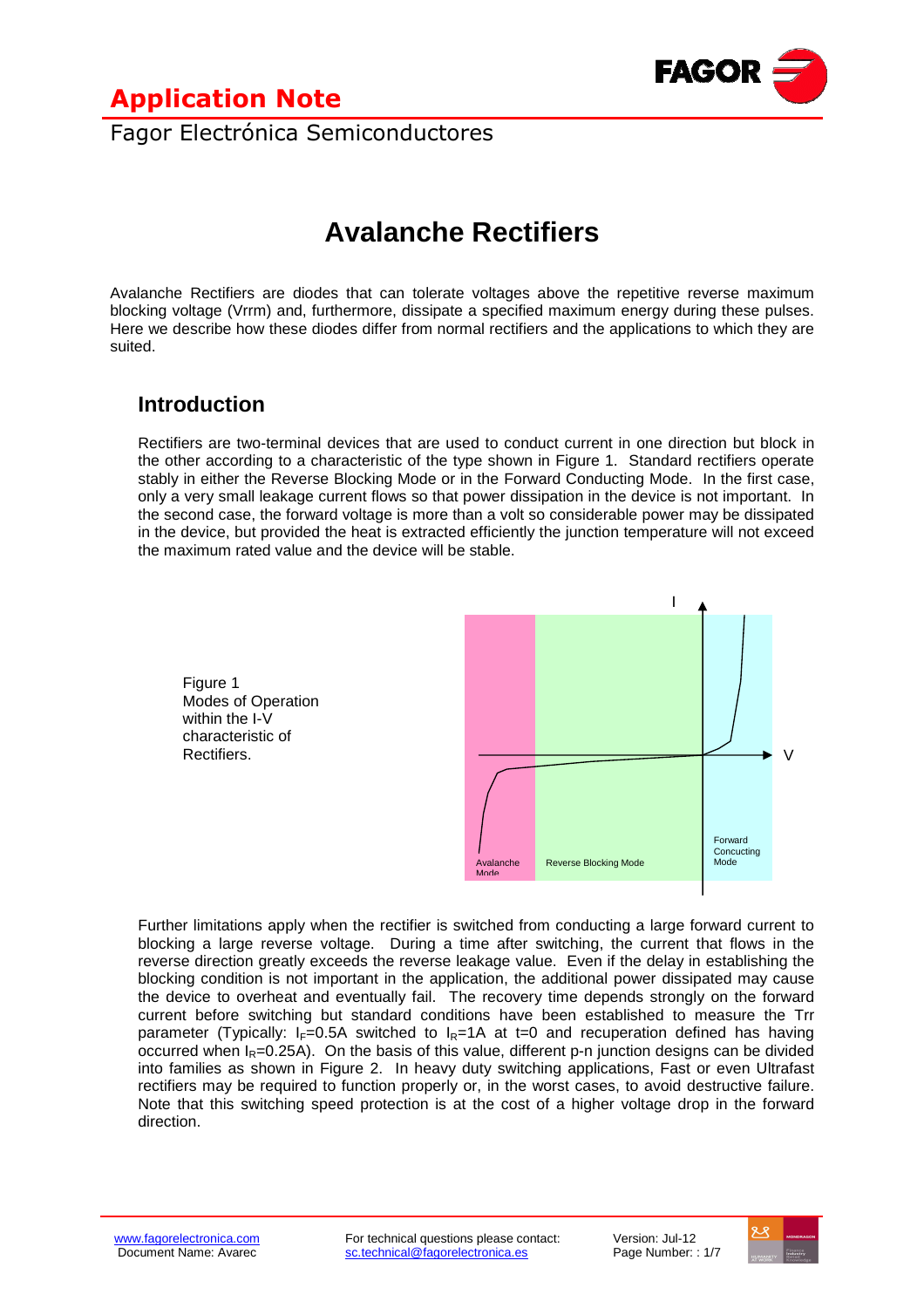# Avalanche Rectifiers

Avalanche Rectifiers are diodes that can tolerate voltages above the repetitive reverse maximum blocking voltage (Vrrm) and, furthermore, dissipate a specified maximum energy during these pulses. Here we describe how these diodes differ from normal rectifiers and the applications to which they are suited.

## Introduction

Rectifiers are two-terminal devices that are used to conduct current in one direction but block in the other according to a characteristic of the type shown in Figure 1. Standard rectifiers operate stably in either the Reverse Blocking Mode or in the Forward Conducting Mode. In the first case, only a very small leakage current flows so that power dissipation in the device is not important. In the second case, the forward voltage is more than a volt so considerable power may be dissipated in the device, but provided the heat is extracted efficiently the junction temperature will not exceed the maximum rated value and the device will be stable.

Figure 1
Modes of Operation within the I-V characteristic of Rectifiers.

Further limitations apply when the rectifier is switched from conducting a large forward current to blocking a large reverse voltage. During a time after switching, the current that flows in the reverse direction greatly exceeds the reverse leakage value. Even if the delay in establishing the blocking condition is not important in the application, the additional power dissipated may cause the device to overheat and eventually fail. The recovery time depends strongly on the forward current before switching but standard conditions have been established to measure the Trr parameter (Typically: $I_F$=0.5A switched to $I_R$=1A at t=0 and recuperation defined has having occurred when $I_R$=0.25A). On the basis of this value, different p-n junction designs can be divided into families as shown in Figure 2. In heavy duty switching applications, Fast or even Ultrafast rectifiers may be required to function properly or, in the worst cases, to avoid destructive failure. Note that this switching speed protection is at the cost of a higher voltage drop in the forward direction.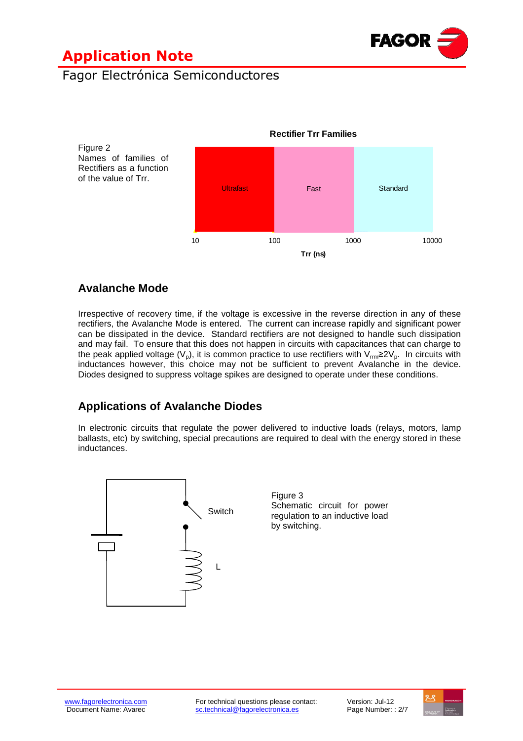Figure 2
Names of families of Rectifiers as a function of the value of Trr.

**Rectifier Trr Families**

| Ultrafast | Fast | Standard |
| --- | --- | --- |
| 10 – 100 | 100 – 1000 | 1000 – 10000 |

Trr (ns)

## Avalanche Mode

Irrespective of recovery time, if the voltage is excessive in the reverse direction in any of these rectifiers, the Avalanche Mode is entered. The current can increase rapidly and significant power can be dissipated in the device. Standard rectifiers are not designed to handle such dissipation and may fail. To ensure that this does not happen in circuits with capacitances that can charge to the peak applied voltage ($V_p$), it is common practice to use rectifiers with $V_{rrm} \geq 2V_p$. In circuits with inductances however, this choice may not be sufficient to prevent Avalanche in the device. Diodes designed to suppress voltage spikes are designed to operate under these conditions.

## Applications of Avalanche Diodes

In electronic circuits that regulate the power delivered to inductive loads (relays, motors, lamp ballasts, etc) by switching, special precautions are required to deal with the energy stored in these inductances.

Switch

L

Figure 3
Schematic circuit for power regulation to an inductive load by switching.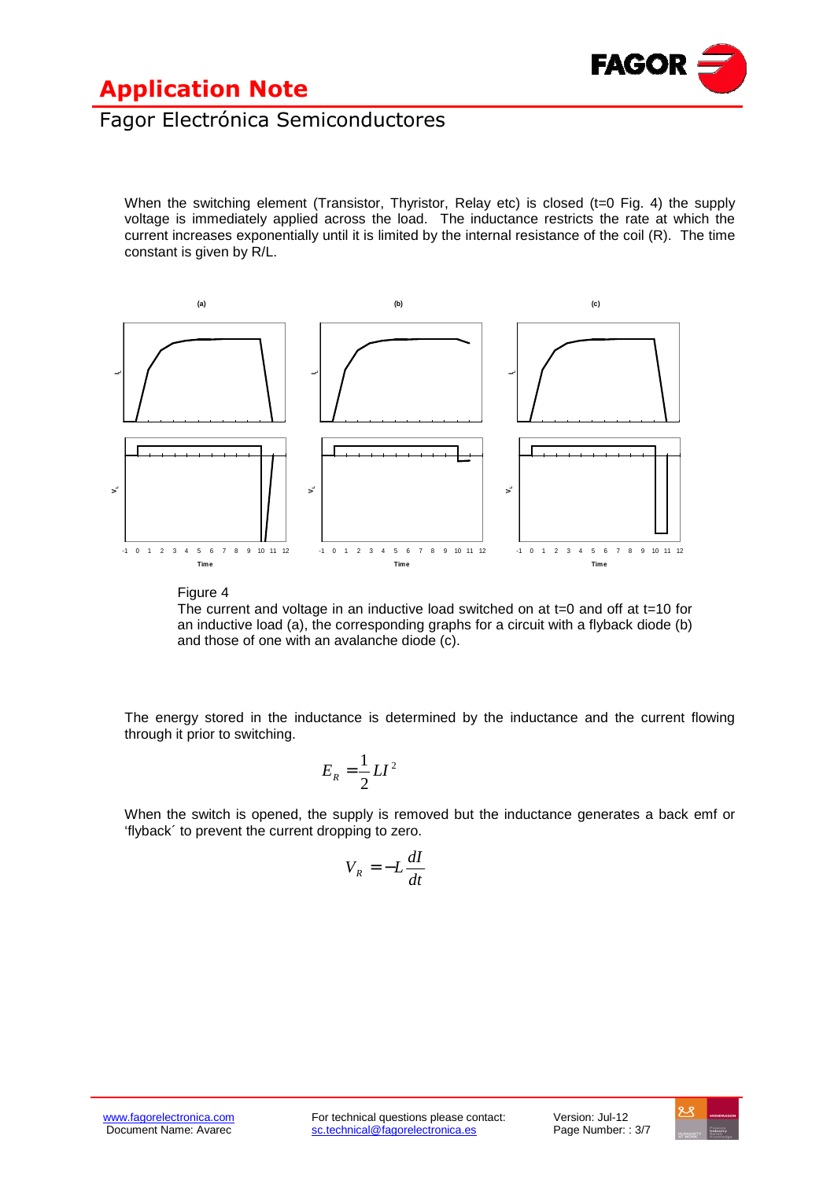When the switching element (Transistor, Thyristor, Relay etc) is closed (t=0 Fig. 4) the supply voltage is immediately applied across the load. The inductance restricts the rate at which the current increases exponentially until it is limited by the internal resistance of the coil (R). The time constant is given by R/L.

Figure 4
The current and voltage in an inductive load switched on at t=0 and off at t=10 for an inductive load (a), the corresponding graphs for a circuit with a flyback diode (b) and those of one with an avalanche diode (c).

The energy stored in the inductance is determined by the inductance and the current flowing through it prior to switching.

$$E_R = \frac{1}{2} L I^2$$

When the switch is opened, the supply is removed but the inductance generates a back emf or 'flyback´ to prevent the current dropping to zero.

$$V_R = -L \frac{dI}{dt}$$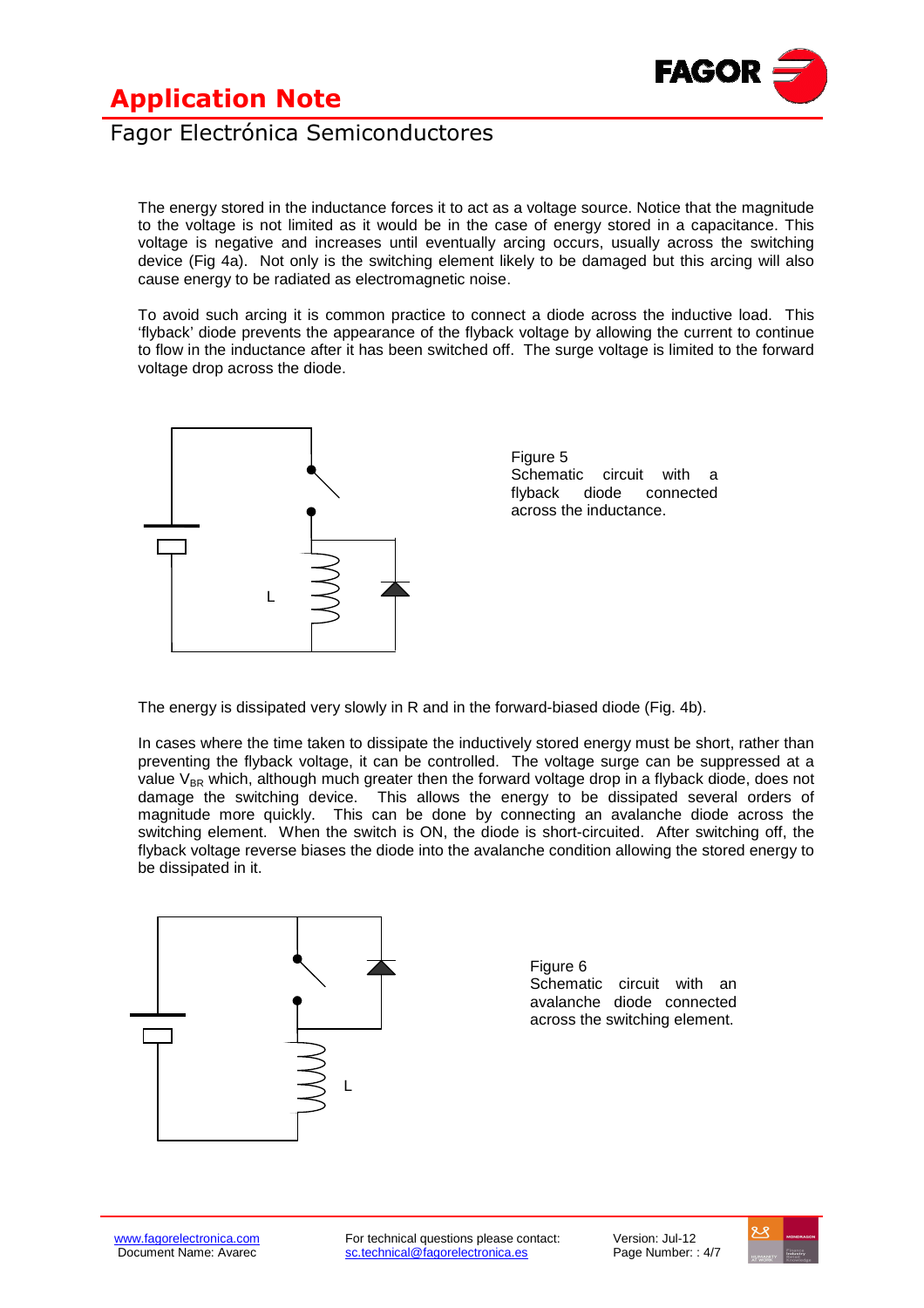The energy stored in the inductance forces it to act as a voltage source. Notice that the magnitude to the voltage is not limited as it would be in the case of energy stored in a capacitance. This voltage is negative and increases until eventually arcing occurs, usually across the switching device (Fig 4a). Not only is the switching element likely to be damaged but this arcing will also cause energy to be radiated as electromagnetic noise.

To avoid such arcing it is common practice to connect a diode across the inductive load. This 'flyback' diode prevents the appearance of the flyback voltage by allowing the current to continue to flow in the inductance after it has been switched off. The surge voltage is limited to the forward voltage drop across the diode.

L

Figure 5
Schematic circuit with a flyback diode connected across the inductance.

The energy is dissipated very slowly in R and in the forward-biased diode (Fig. 4b).

In cases where the time taken to dissipate the inductively stored energy must be short, rather than preventing the flyback voltage, it can be controlled. The voltage surge can be suppressed at a value $V_{BR}$ which, although much greater then the forward voltage drop in a flyback diode, does not damage the switching device. This allows the energy to be dissipated several orders of magnitude more quickly. This can be done by connecting an avalanche diode across the switching element. When the switch is ON, the diode is short-circuited. After switching off, the flyback voltage reverse biases the diode into the avalanche condition allowing the stored energy to be dissipated in it.

L

Figure 6
Schematic circuit with an avalanche diode connected across the switching element.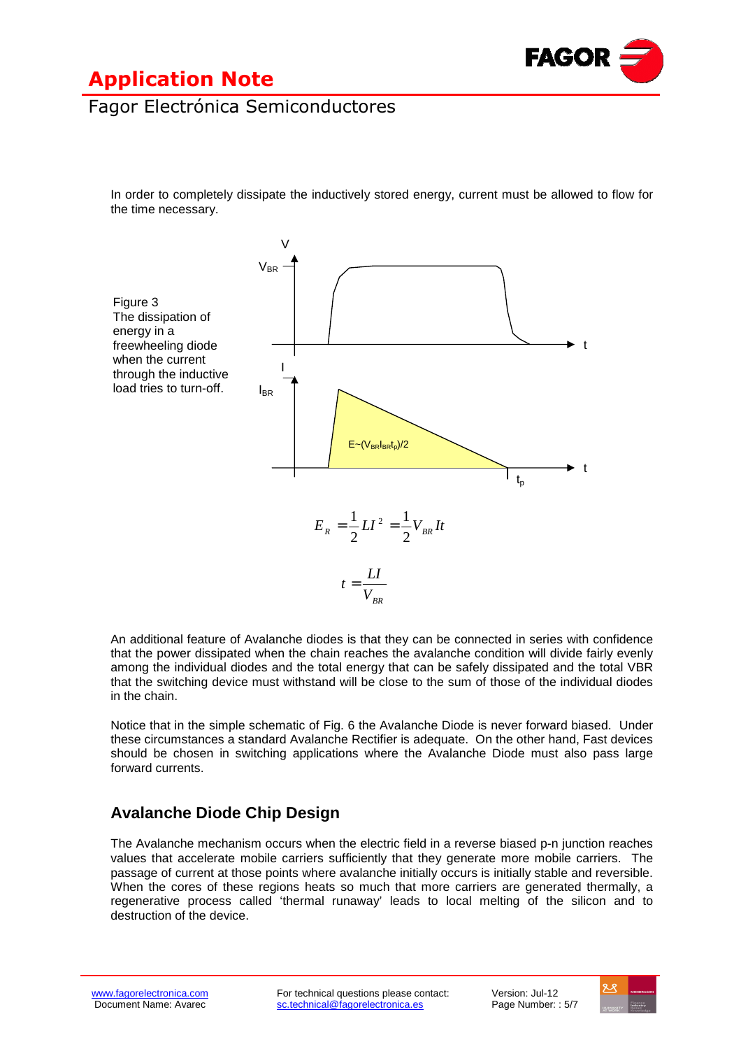In order to completely dissipate the inductively stored energy, current must be allowed to flow for the time necessary.

Figure 3
The dissipation of energy in a freewheeling diode when the current through the inductive load tries to turn-off.

$$E_R = \frac{1}{2} L I^2 = \frac{1}{2} V_{BR} I t$$

$$t = \frac{LI}{V_{BR}}$$

An additional feature of Avalanche diodes is that they can be connected in series with confidence that the power dissipated when the chain reaches the avalanche condition will divide fairly evenly among the individual diodes and the total energy that can be safely dissipated and the total VBR that the switching device must withstand will be close to the sum of those of the individual diodes in the chain.

Notice that in the simple schematic of Fig. 6 the Avalanche Diode is never forward biased. Under these circumstances a standard Avalanche Rectifier is adequate. On the other hand, Fast devices should be chosen in switching applications where the Avalanche Diode must also pass large forward currents.

## Avalanche Diode Chip Design

The Avalanche mechanism occurs when the electric field in a reverse biased p-n junction reaches values that accelerate mobile carriers sufficiently that they generate more mobile carriers. The passage of current at those points where avalanche initially occurs is initially stable and reversible. When the cores of these regions heats so much that more carriers are generated thermally, a regenerative process called 'thermal runaway' leads to local melting of the silicon and to destruction of the device.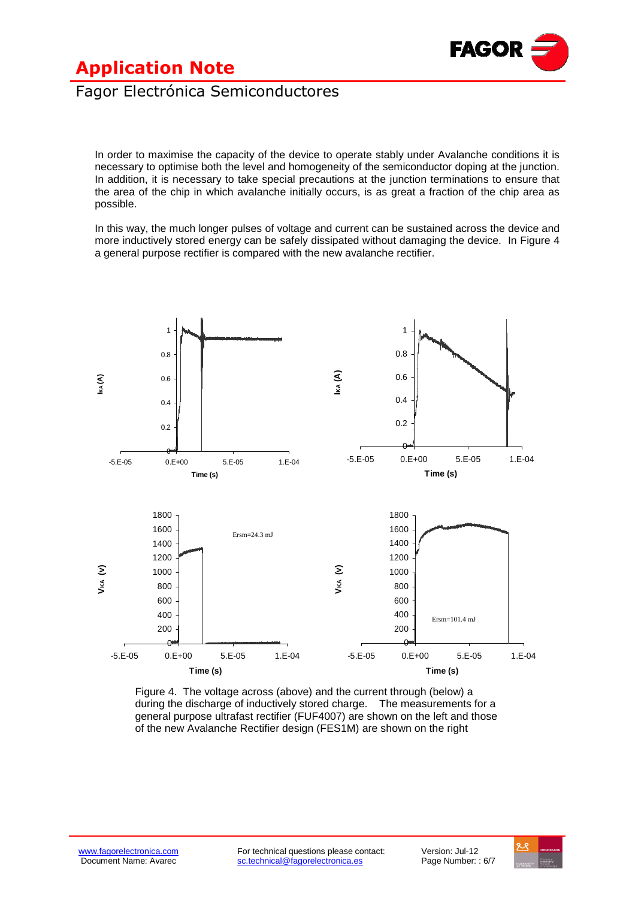In order to maximise the capacity of the device to operate stably under Avalanche conditions it is necessary to optimise both the level and homogeneity of the semiconductor doping at the junction. In addition, it is necessary to take special precautions at the junction terminations to ensure that the area of the chip in which avalanche initially occurs, is as great a fraction of the chip area as possible.

In this way, the much longer pulses of voltage and current can be sustained across the device and more inductively stored energy can be safely dissipated without damaging the device. In Figure 4 a general purpose rectifier is compared with the new avalanche rectifier.

Figure 4. The voltage across (above) and the current through (below) a during the discharge of inductively stored charge. The measurements for a general purpose ultrafast rectifier (FUF4007) are shown on the left and those of the new Avalanche Rectifier design (FES1M) are shown on the right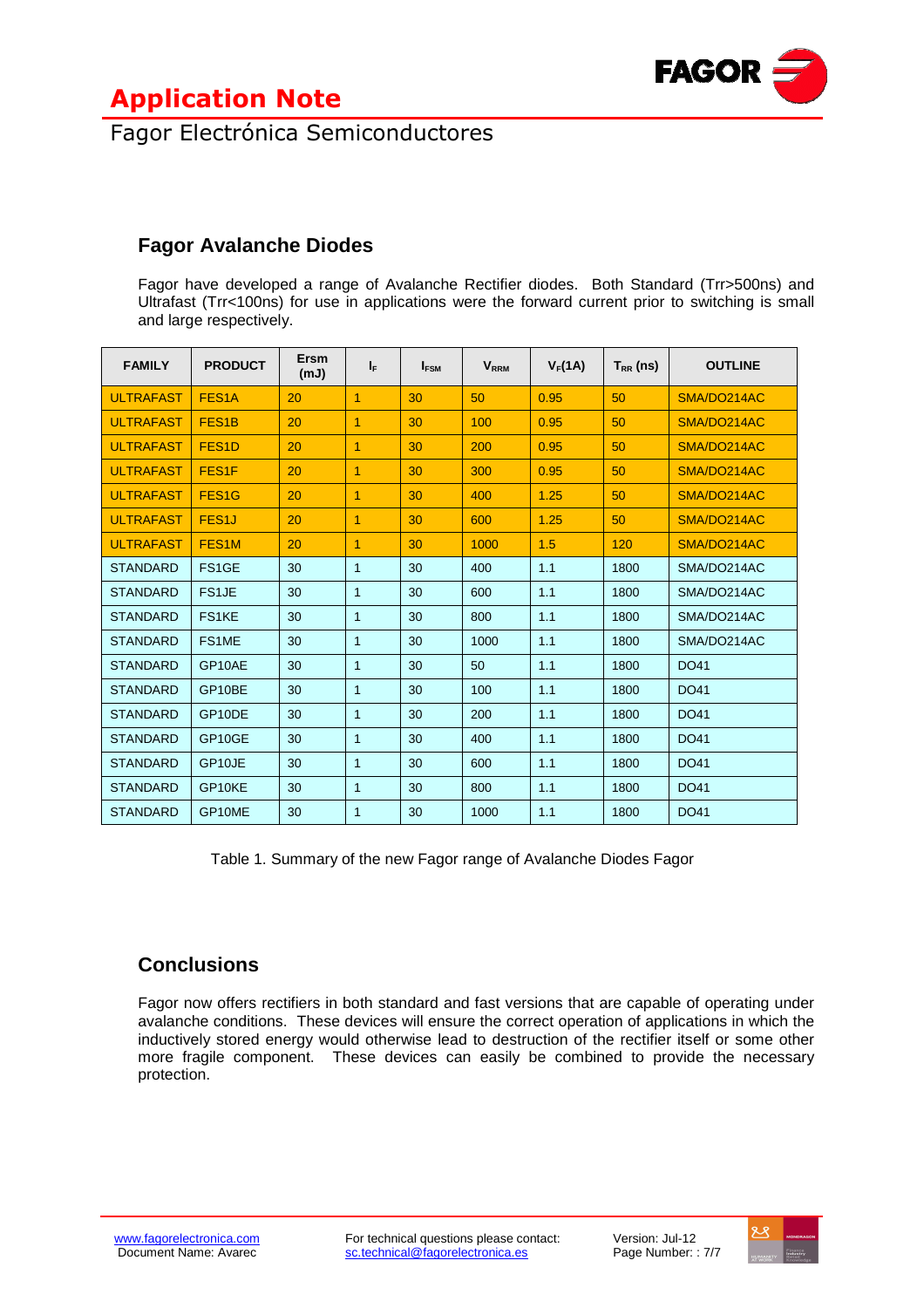## Fagor Avalanche Diodes

Fagor have developed a range of Avalanche Rectifier diodes. Both Standard (Trr>500ns) and Ultrafast (Trr<100ns) for use in applications were the forward current prior to switching is small and large respectively.

| FAMILY | PRODUCT | Ersm (mJ) | $I_F$ | $I_{FSM}$ | $V_{RRM}$ | $V_F$(1A) | $T_{RR}$ (ns) | OUTLINE |
|---|---|---|---|---|---|---|---|---|
| ULTRAFAST | FES1A | 20 | 1 | 30 | 50 | 0.95 | 50 | SMA/DO214AC |
| ULTRAFAST | FES1B | 20 | 1 | 30 | 100 | 0.95 | 50 | SMA/DO214AC |
| ULTRAFAST | FES1D | 20 | 1 | 30 | 200 | 0.95 | 50 | SMA/DO214AC |
| ULTRAFAST | FES1F | 20 | 1 | 30 | 300 | 0.95 | 50 | SMA/DO214AC |
| ULTRAFAST | FES1G | 20 | 1 | 30 | 400 | 1.25 | 50 | SMA/DO214AC |
| ULTRAFAST | FES1J | 20 | 1 | 30 | 600 | 1.25 | 50 | SMA/DO214AC |
| ULTRAFAST | FES1M | 20 | 1 | 30 | 1000 | 1.5 | 120 | SMA/DO214AC |
| STANDARD | FS1GE | 30 | 1 | 30 | 400 | 1.1 | 1800 | SMA/DO214AC |
| STANDARD | FS1JE | 30 | 1 | 30 | 600 | 1.1 | 1800 | SMA/DO214AC |
| STANDARD | FS1KE | 30 | 1 | 30 | 800 | 1.1 | 1800 | SMA/DO214AC |
| STANDARD | FS1ME | 30 | 1 | 30 | 1000 | 1.1 | 1800 | SMA/DO214AC |
| STANDARD | GP10AE | 30 | 1 | 30 | 50 | 1.1 | 1800 | DO41 |
| STANDARD | GP10BE | 30 | 1 | 30 | 100 | 1.1 | 1800 | DO41 |
| STANDARD | GP10DE | 30 | 1 | 30 | 200 | 1.1 | 1800 | DO41 |
| STANDARD | GP10GE | 30 | 1 | 30 | 400 | 1.1 | 1800 | DO41 |
| STANDARD | GP10JE | 30 | 1 | 30 | 600 | 1.1 | 1800 | DO41 |
| STANDARD | GP10KE | 30 | 1 | 30 | 800 | 1.1 | 1800 | DO41 |
| STANDARD | GP10ME | 30 | 1 | 30 | 1000 | 1.1 | 1800 | DO41 |

Table 1. Summary of the new Fagor range of Avalanche Diodes Fagor

## Conclusions

Fagor now offers rectifiers in both standard and fast versions that are capable of operating under avalanche conditions. These devices will ensure the correct operation of applications in which the inductively stored energy would otherwise lead to destruction of the rectifier itself or some other more fragile component. These devices can easily be combined to provide the necessary protection.